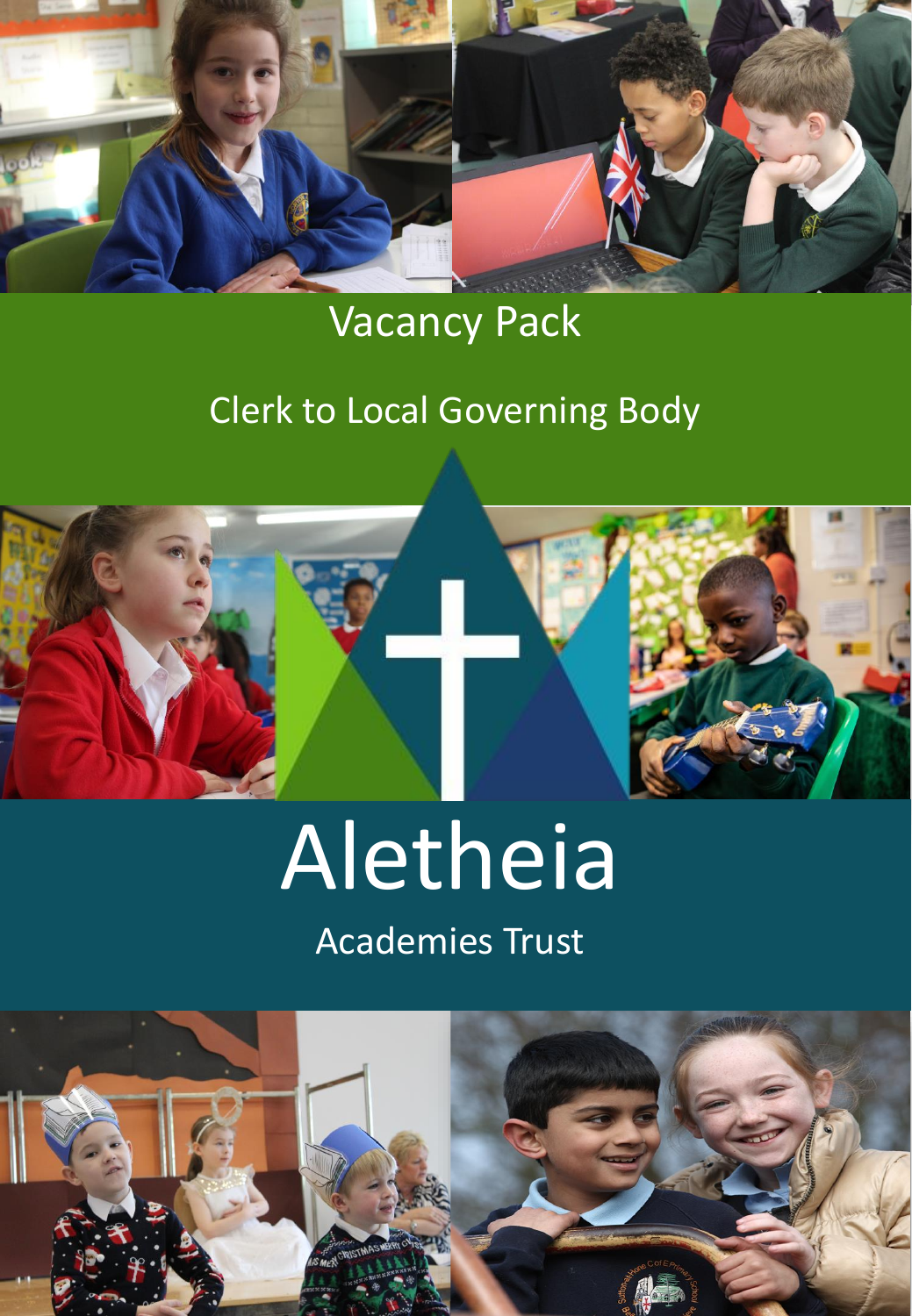# Vacancy Pack

## Clerk to Local Governing Body

# Aletheia

Academies Trust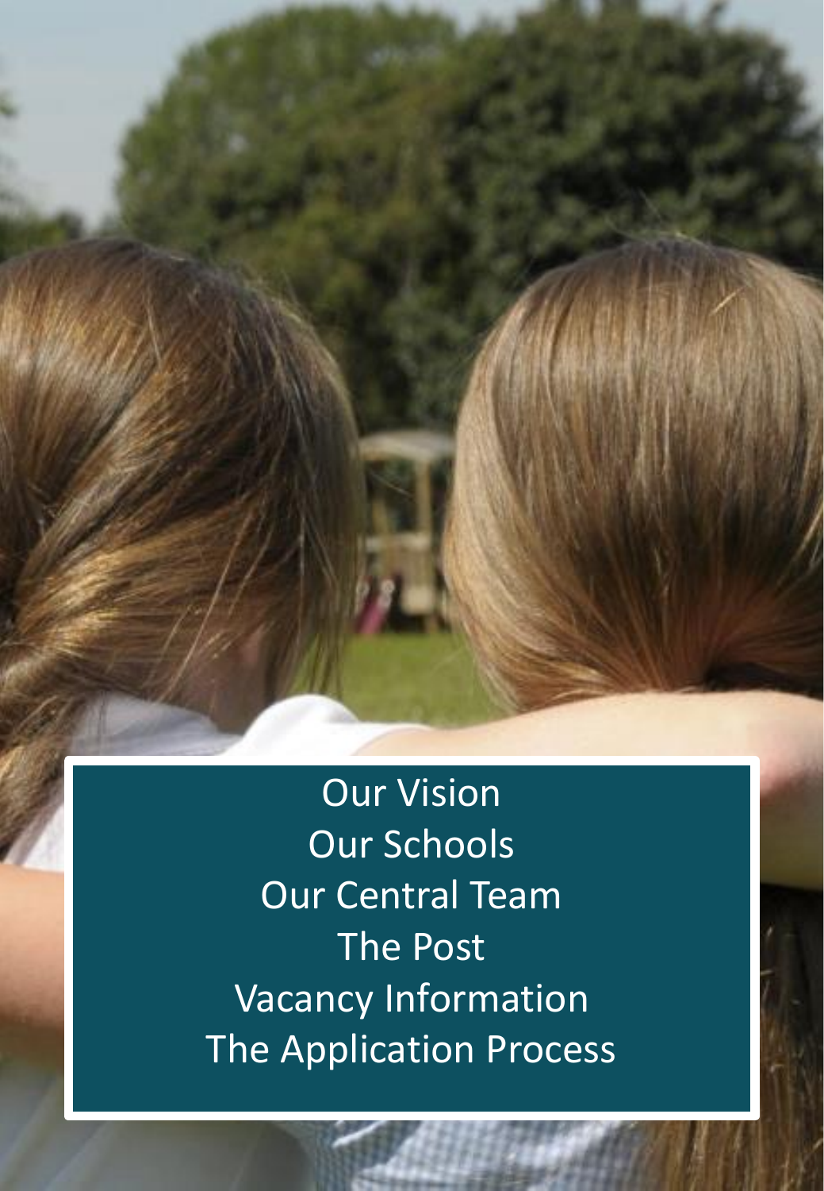Our Vision

Our Schools

Our Central Team

The Post

Vacancy Information

The Application Process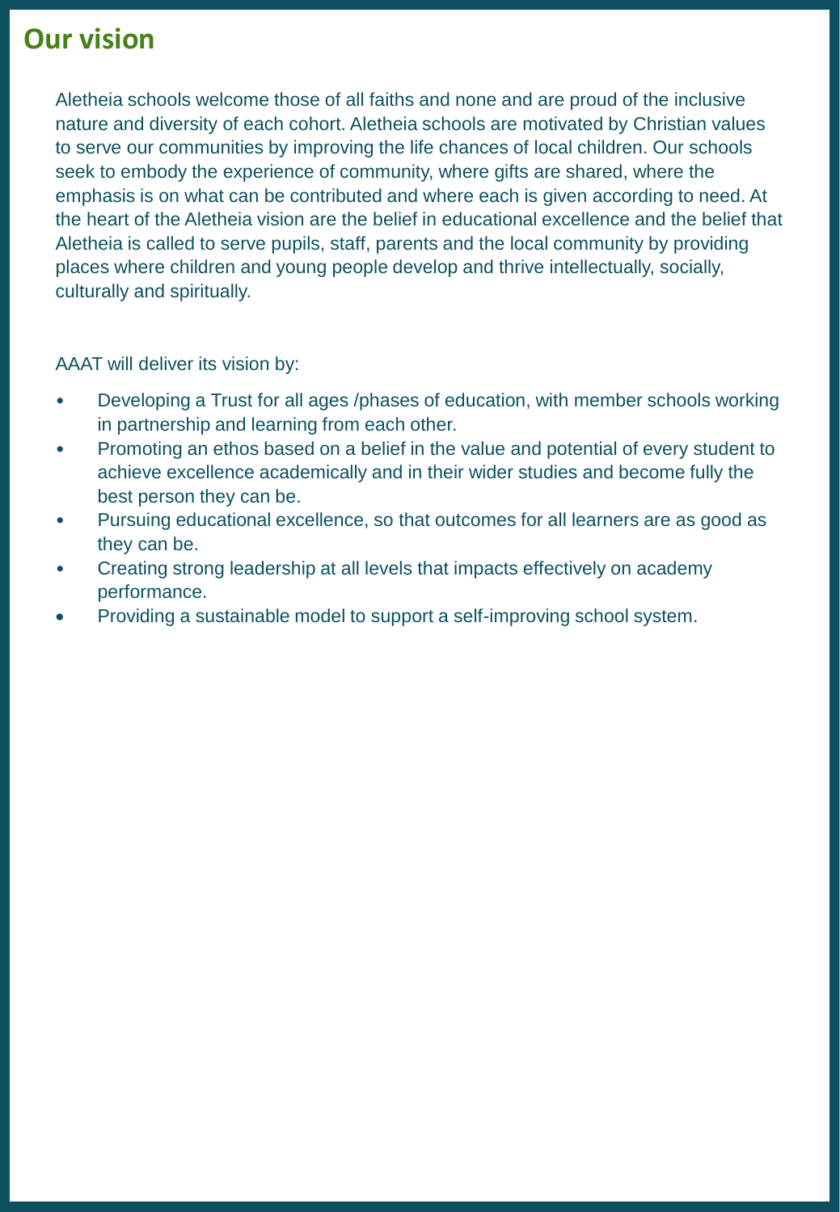## Our vision

Aletheia schools welcome those of all faiths and none and are proud of the inclusive nature and diversity of each cohort. Aletheia schools are motivated by Christian values to serve our communities by improving the life chances of local children. Our schools seek to embody the experience of community, where gifts are shared, where the emphasis is on what can be contributed and where each is given according to need. At the heart of the Aletheia vision are the belief in educational excellence and the belief that Aletheia is called to serve pupils, staff, parents and the local community by providing places where children and young people develop and thrive intellectually, socially, culturally and spiritually.

AAAT will deliver its vision by:

- Developing a Trust for all ages /phases of education, with member schools working in partnership and learning from each other.
- Promoting an ethos based on a belief in the value and potential of every student to achieve excellence academically and in their wider studies and become fully the best person they can be.
- Pursuing educational excellence, so that outcomes for all learners are as good as they can be.
- Creating strong leadership at all levels that impacts effectively on academy performance.
- Providing a sustainable model to support a self-improving school system.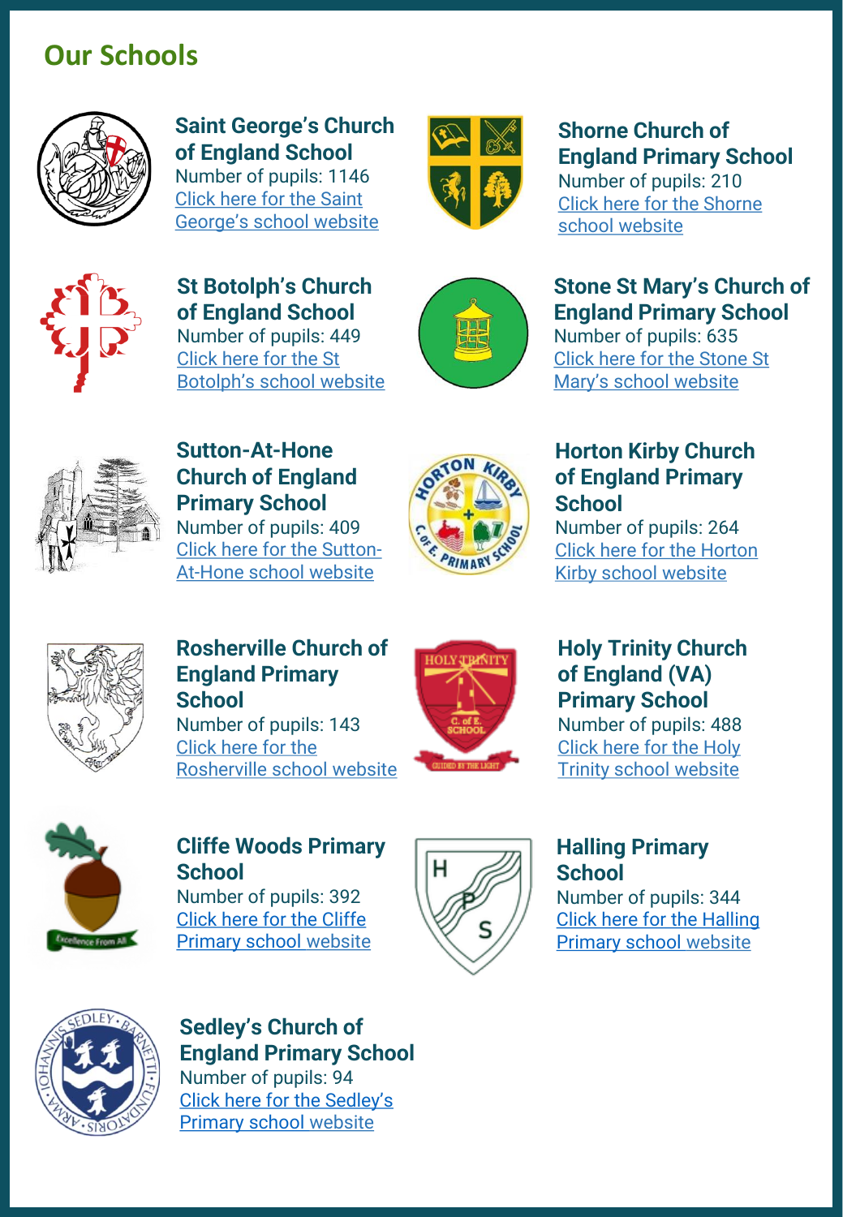## Our Schools

### Saint George's Church of England School
Number of pupils: 1146
Click here for the Saint George's school website

### Shorne Church of England Primary School
Number of pupils: 210
Click here for the Shorne school website

### St Botolph's Church of England School
Number of pupils: 449
Click here for the St Botolph's school website

### Stone St Mary's Church of England Primary School
Number of pupils: 635
Click here for the Stone St Mary's school website

### Sutton-At-Hone Church of England Primary School
Number of pupils: 409
Click here for the Sutton-At-Hone school website

### Horton Kirby Church of England Primary School
Number of pupils: 264
Click here for the Horton Kirby school website

### Rosherville Church of England Primary School
Number of pupils: 143
Click here for the Rosherville school website

### Holy Trinity Church of England (VA) Primary School
Number of pupils: 488
Click here for the Holy Trinity school website

### Cliffe Woods Primary School
Number of pupils: 392
Click here for the Cliffe Primary school website

### Halling Primary School
Number of pupils: 344
Click here for the Halling Primary school website

### Sedley's Church of England Primary School
Number of pupils: 94
Click here for the Sedley's Primary school website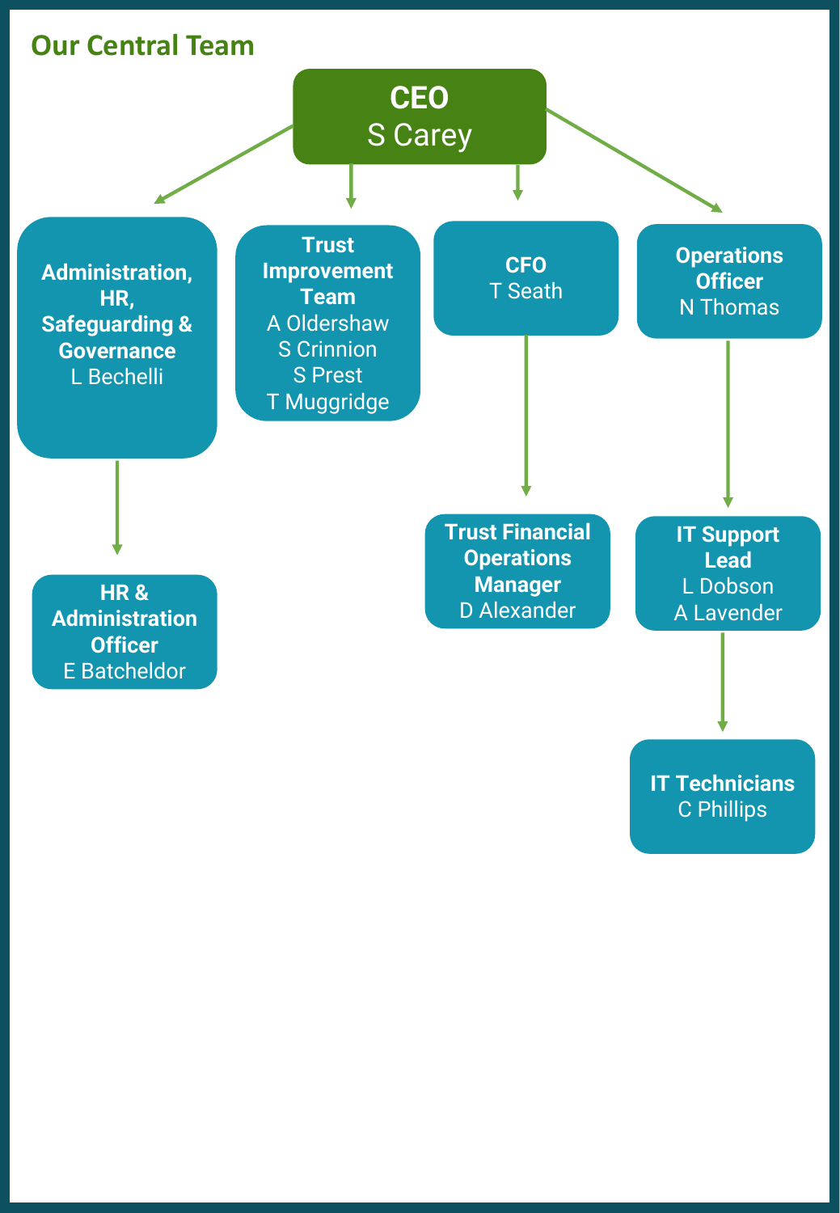## Our Central Team

**CEO**
S Carey

- **Administration, HR, Safeguarding & Governance**
  L Bechelli
  - **HR & Administration Officer**
    E Batcheldor
- **Trust Improvement Team**
  A Oldershaw
  S Crinnion
  S Prest
  T Muggridge
- **CFO**
  T Seath
  - **Trust Financial Operations Manager**
    D Alexander
- **Operations Officer**
  N Thomas
  - **IT Support Lead**
    L Dobson
    A Lavender
    - **IT Technicians**
      C Phillips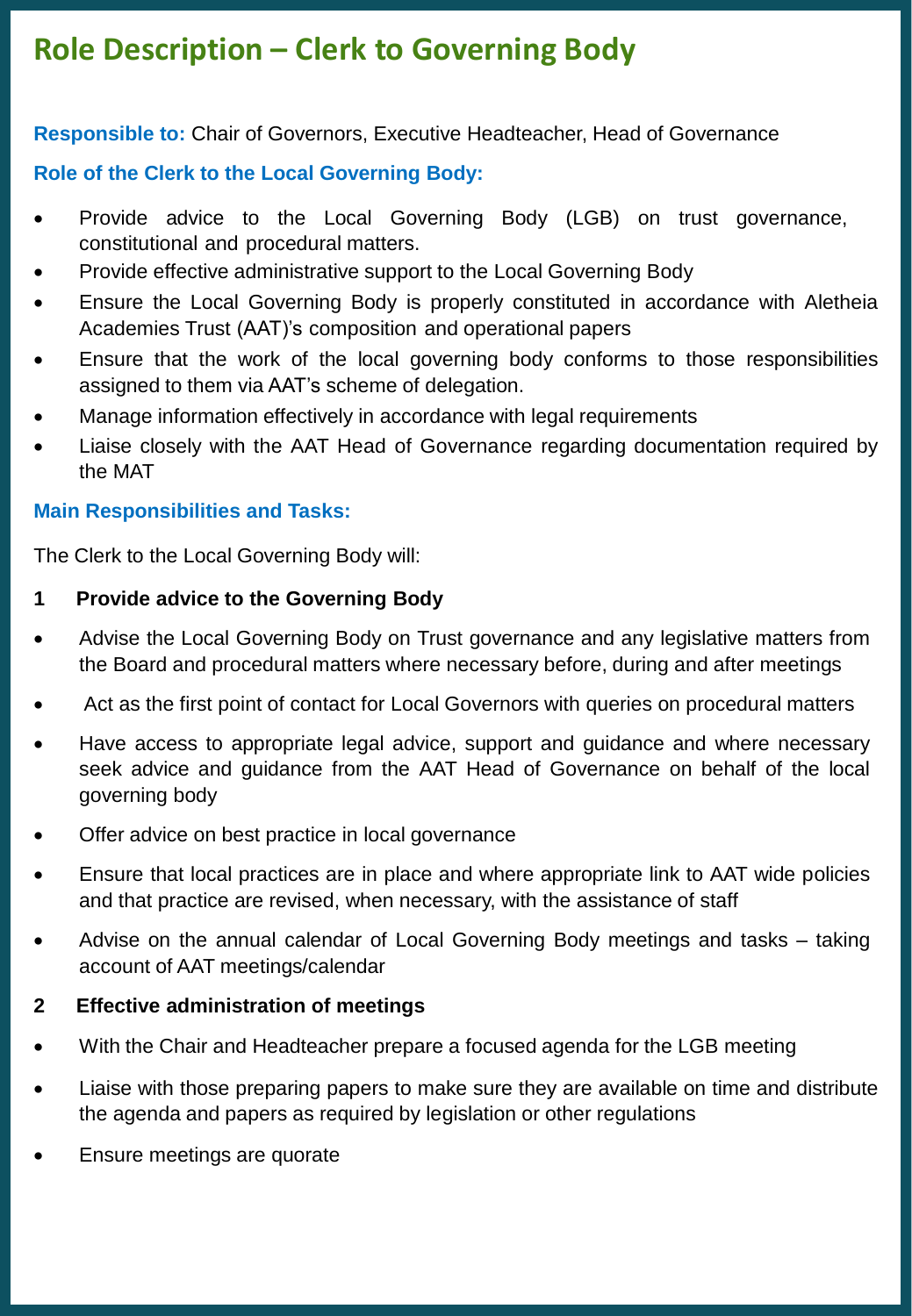# Role Description – Clerk to Governing Body

**Responsible to:** Chair of Governors, Executive Headteacher, Head of Governance

**Role of the Clerk to the Local Governing Body:**

- Provide advice to the Local Governing Body (LGB) on trust governance, constitutional and procedural matters.
- Provide effective administrative support to the Local Governing Body
- Ensure the Local Governing Body is properly constituted in accordance with Aletheia Academies Trust (AAT)'s composition and operational papers
- Ensure that the work of the local governing body conforms to those responsibilities assigned to them via AAT's scheme of delegation.
- Manage information effectively in accordance with legal requirements
- Liaise closely with the AAT Head of Governance regarding documentation required by the MAT

**Main Responsibilities and Tasks:**

The Clerk to the Local Governing Body will:

**1 Provide advice to the Governing Body**

- Advise the Local Governing Body on Trust governance and any legislative matters from the Board and procedural matters where necessary before, during and after meetings
- Act as the first point of contact for Local Governors with queries on procedural matters
- Have access to appropriate legal advice, support and guidance and where necessary seek advice and guidance from the AAT Head of Governance on behalf of the local governing body
- Offer advice on best practice in local governance
- Ensure that local practices are in place and where appropriate link to AAT wide policies and that practice are revised, when necessary, with the assistance of staff
- Advise on the annual calendar of Local Governing Body meetings and tasks – taking account of AAT meetings/calendar

**2 Effective administration of meetings**

- With the Chair and Headteacher prepare a focused agenda for the LGB meeting
- Liaise with those preparing papers to make sure they are available on time and distribute the agenda and papers as required by legislation or other regulations
- Ensure meetings are quorate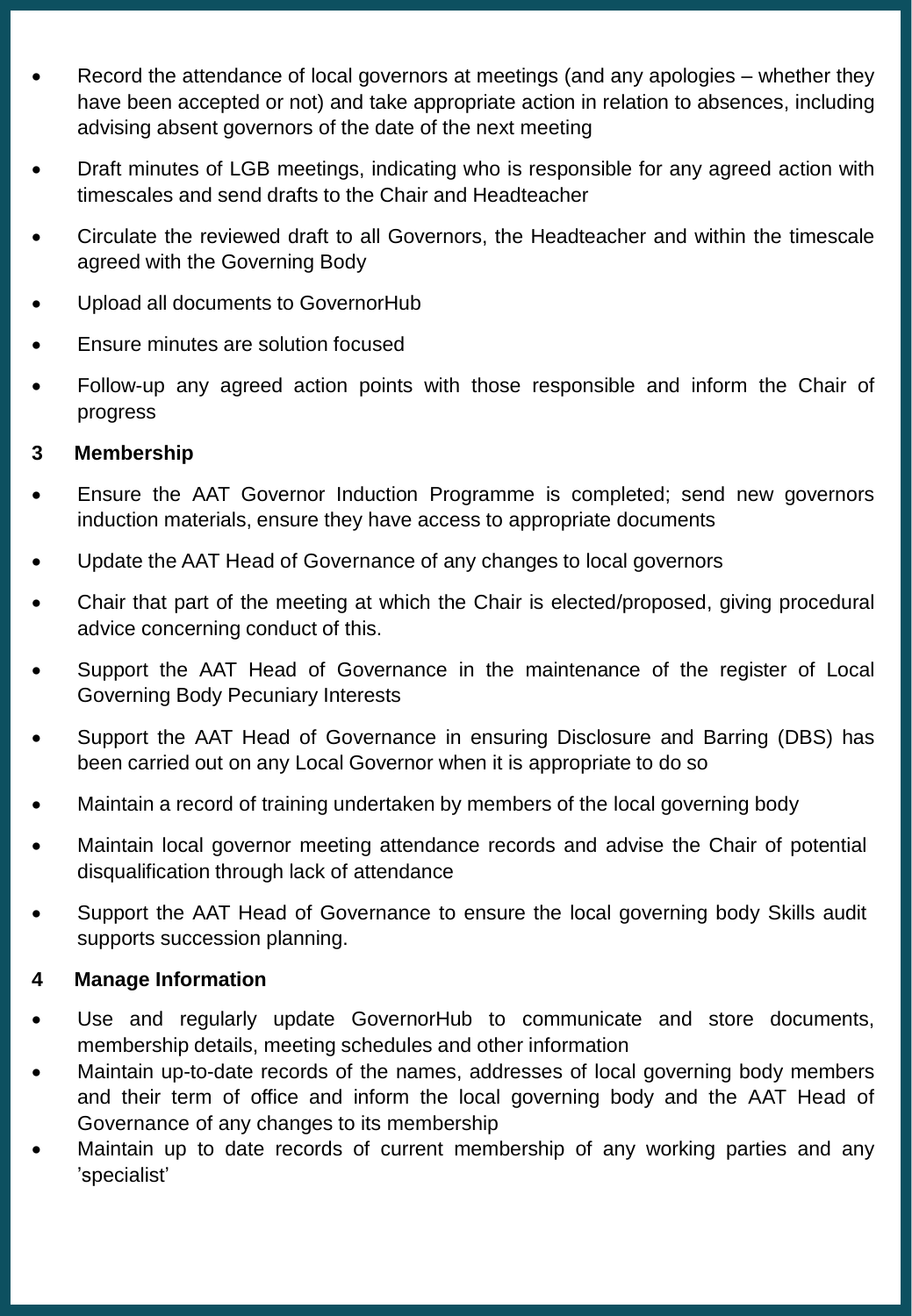- Record the attendance of local governors at meetings (and any apologies – whether they have been accepted or not) and take appropriate action in relation to absences, including advising absent governors of the date of the next meeting
- Draft minutes of LGB meetings, indicating who is responsible for any agreed action with timescales and send drafts to the Chair and Headteacher
- Circulate the reviewed draft to all Governors, the Headteacher and within the timescale agreed with the Governing Body
- Upload all documents to GovernorHub
- Ensure minutes are solution focused
- Follow-up any agreed action points with those responsible and inform the Chair of progress

**3 Membership**

- Ensure the AAT Governor Induction Programme is completed; send new governors induction materials, ensure they have access to appropriate documents
- Update the AAT Head of Governance of any changes to local governors
- Chair that part of the meeting at which the Chair is elected/proposed, giving procedural advice concerning conduct of this.
- Support the AAT Head of Governance in the maintenance of the register of Local Governing Body Pecuniary Interests
- Support the AAT Head of Governance in ensuring Disclosure and Barring (DBS) has been carried out on any Local Governor when it is appropriate to do so
- Maintain a record of training undertaken by members of the local governing body
- Maintain local governor meeting attendance records and advise the Chair of potential disqualification through lack of attendance
- Support the AAT Head of Governance to ensure the local governing body Skills audit supports succession planning.

**4 Manage Information**

- Use and regularly update GovernorHub to communicate and store documents, membership details, meeting schedules and other information
- Maintain up-to-date records of the names, addresses of local governing body members and their term of office and inform the local governing body and the AAT Head of Governance of any changes to its membership
- Maintain up to date records of current membership of any working parties and any 'specialist'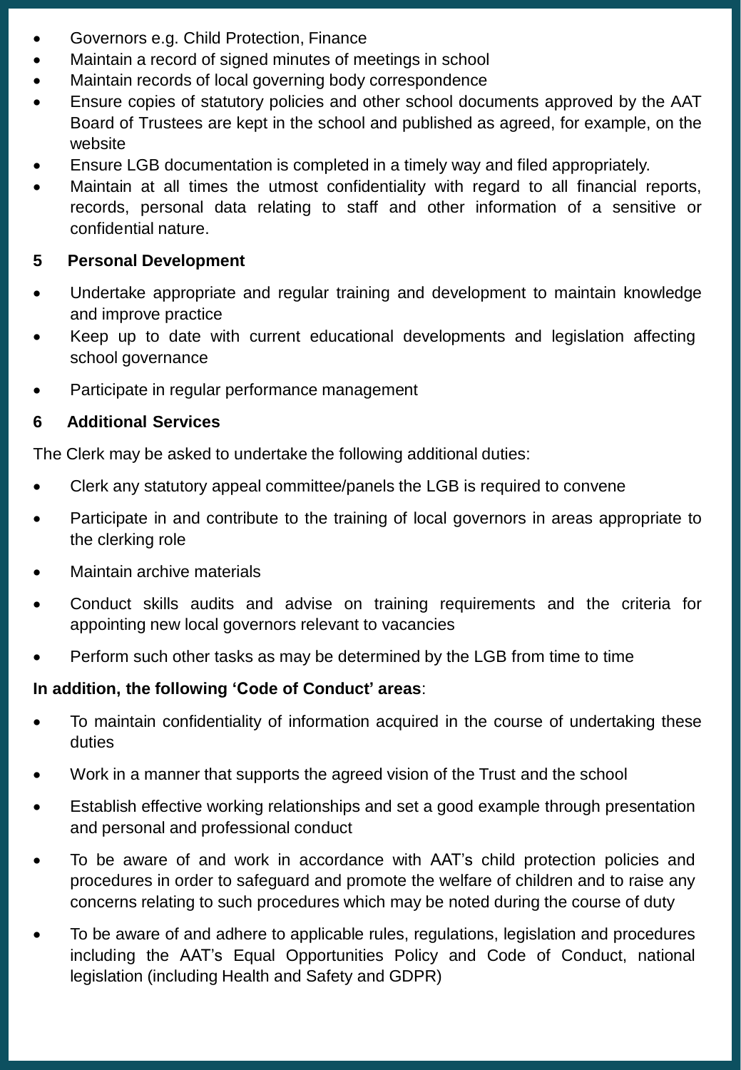- Governors e.g. Child Protection, Finance
- Maintain a record of signed minutes of meetings in school
- Maintain records of local governing body correspondence
- Ensure copies of statutory policies and other school documents approved by the AAT Board of Trustees are kept in the school and published as agreed, for example, on the website
- Ensure LGB documentation is completed in a timely way and filed appropriately.
- Maintain at all times the utmost confidentiality with regard to all financial reports, records, personal data relating to staff and other information of a sensitive or confidential nature.

**5 Personal Development**

- Undertake appropriate and regular training and development to maintain knowledge and improve practice
- Keep up to date with current educational developments and legislation affecting school governance
- Participate in regular performance management

**6 Additional Services**

The Clerk may be asked to undertake the following additional duties:

- Clerk any statutory appeal committee/panels the LGB is required to convene
- Participate in and contribute to the training of local governors in areas appropriate to the clerking role
- Maintain archive materials
- Conduct skills audits and advise on training requirements and the criteria for appointing new local governors relevant to vacancies
- Perform such other tasks as may be determined by the LGB from time to time

**In addition, the following 'Code of Conduct' areas**:

- To maintain confidentiality of information acquired in the course of undertaking these duties
- Work in a manner that supports the agreed vision of the Trust and the school
- Establish effective working relationships and set a good example through presentation and personal and professional conduct
- To be aware of and work in accordance with AAT's child protection policies and procedures in order to safeguard and promote the welfare of children and to raise any concerns relating to such procedures which may be noted during the course of duty
- To be aware of and adhere to applicable rules, regulations, legislation and procedures including the AAT's Equal Opportunities Policy and Code of Conduct, national legislation (including Health and Safety and GDPR)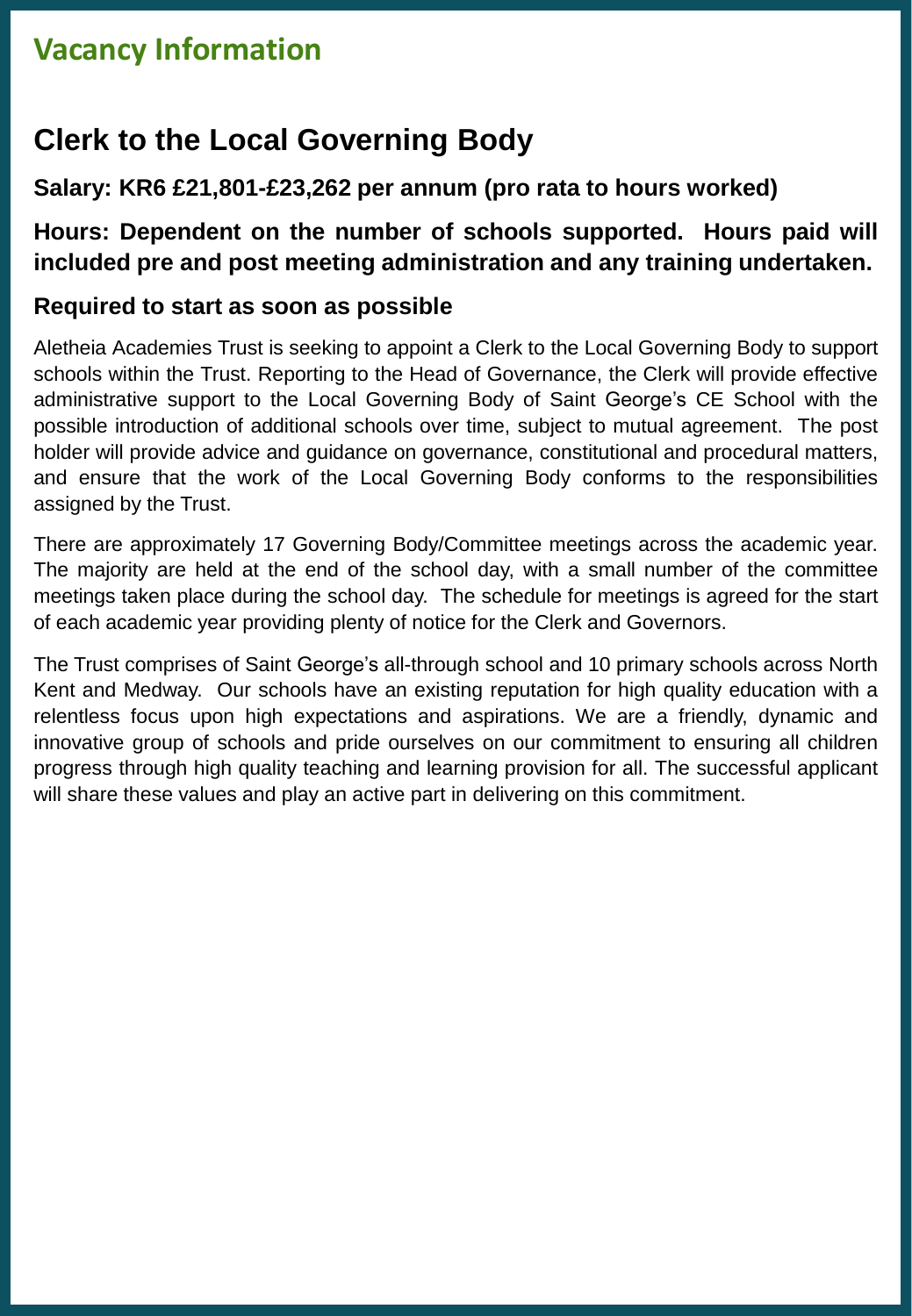# Vacancy Information

## Clerk to the Local Governing Body

### Salary: KR6 £21,801-£23,262 per annum (pro rata to hours worked)

### Hours: Dependent on the number of schools supported. Hours paid will included pre and post meeting administration and any training undertaken.

### Required to start as soon as possible

Aletheia Academies Trust is seeking to appoint a Clerk to the Local Governing Body to support schools within the Trust. Reporting to the Head of Governance, the Clerk will provide effective administrative support to the Local Governing Body of Saint George's CE School with the possible introduction of additional schools over time, subject to mutual agreement. The post holder will provide advice and guidance on governance, constitutional and procedural matters, and ensure that the work of the Local Governing Body conforms to the responsibilities assigned by the Trust.

There are approximately 17 Governing Body/Committee meetings across the academic year. The majority are held at the end of the school day, with a small number of the committee meetings taken place during the school day. The schedule for meetings is agreed for the start of each academic year providing plenty of notice for the Clerk and Governors.

The Trust comprises of Saint George's all-through school and 10 primary schools across North Kent and Medway. Our schools have an existing reputation for high quality education with a relentless focus upon high expectations and aspirations. We are a friendly, dynamic and innovative group of schools and pride ourselves on our commitment to ensuring all children progress through high quality teaching and learning provision for all. The successful applicant will share these values and play an active part in delivering on this commitment.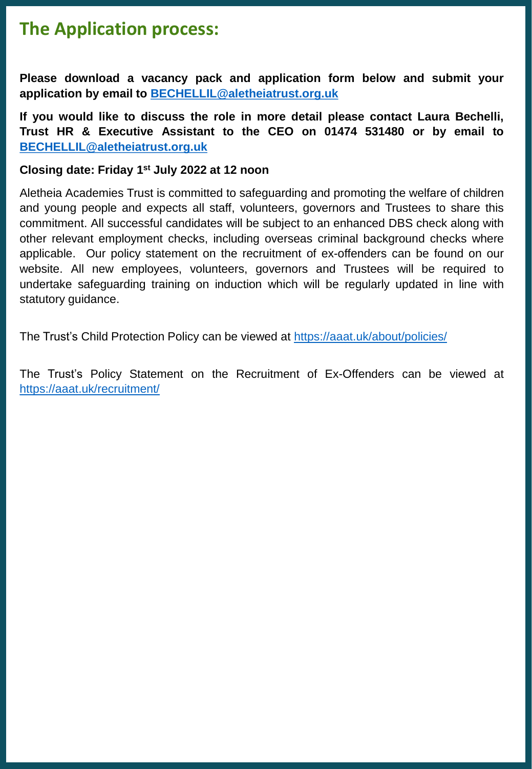## The Application process:

**Please download a vacancy pack and application form below and submit your application by email to [BECHELLIL@aletheiatrust.org.uk](mailto:BECHELLIL@aletheiatrust.org.uk)**

**If you would like to discuss the role in more detail please contact Laura Bechelli, Trust HR & Executive Assistant to the CEO on 01474 531480 or by email to [BECHELLIL@aletheiatrust.org.uk](mailto:BECHELLIL@aletheiatrust.org.uk)**

**Closing date: Friday 1st July 2022 at 12 noon**

Aletheia Academies Trust is committed to safeguarding and promoting the welfare of children and young people and expects all staff, volunteers, governors and Trustees to share this commitment. All successful candidates will be subject to an enhanced DBS check along with other relevant employment checks, including overseas criminal background checks where applicable. Our policy statement on the recruitment of ex-offenders can be found on our website. All new employees, volunteers, governors and Trustees will be required to undertake safeguarding training on induction which will be regularly updated in line with statutory guidance.

The Trust's Child Protection Policy can be viewed at https://aaat.uk/about/policies/

The Trust's Policy Statement on the Recruitment of Ex-Offenders can be viewed at https://aaat.uk/recruitment/